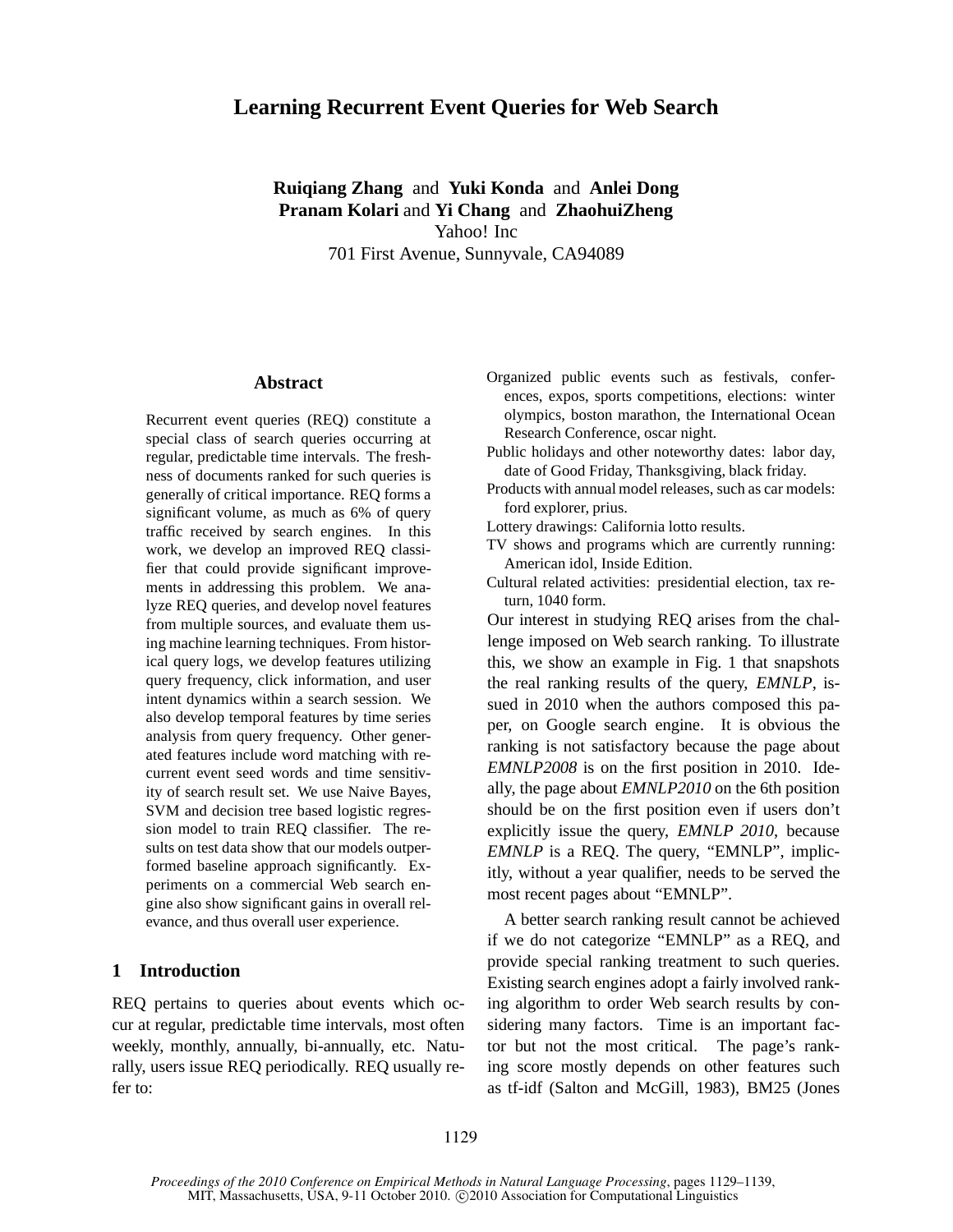# Learning Recurrent Event Queries for Web Search

**Ruiqiang Zhang** and **Yuki Konda** and **Anlei Dong**
**Pranam Kolari** and **Yi Chang** and **ZhaohuiZheng**
Yahoo! Inc
701 First Avenue, Sunnyvale, CA94089

## Abstract

Recurrent event queries (REQ) constitute a special class of search queries occurring at regular, predictable time intervals. The freshness of documents ranked for such queries is generally of critical importance. REQ forms a significant volume, as much as 6% of query traffic received by search engines. In this work, we develop an improved REQ classifier that could provide significant improvements in addressing this problem. We analyze REQ queries, and develop novel features from multiple sources, and evaluate them using machine learning techniques. From historical query logs, we develop features utilizing query frequency, click information, and user intent dynamics within a search session. We also develop temporal features by time series analysis from query frequency. Other generated features include word matching with recurrent event seed words and time sensitivity of search result set. We use Naive Bayes, SVM and decision tree based logistic regression model to train REQ classifier. The results on test data show that our models outperformed baseline approach significantly. Experiments on a commercial Web search engine also show significant gains in overall relevance, and thus overall user experience.

## 1 Introduction

REQ pertains to queries about events which occur at regular, predictable time intervals, most often weekly, monthly, annually, bi-annually, etc. Naturally, users issue REQ periodically. REQ usually refer to:

- Organized public events such as festivals, conferences, expos, sports competitions, elections: winter olympics, boston marathon, the International Ocean Research Conference, oscar night.
- Public holidays and other noteworthy dates: labor day, date of Good Friday, Thanksgiving, black friday.
- Products with annual model releases, such as car models: ford explorer, prius.
- Lottery drawings: California lotto results.
- TV shows and programs which are currently running: American idol, Inside Edition.
- Cultural related activities: presidential election, tax return, 1040 form.

Our interest in studying REQ arises from the challenge imposed on Web search ranking. To illustrate this, we show an example in Fig. 1 that snapshots the real ranking results of the query, *EMNLP*, issued in 2010 when the authors composed this paper, on Google search engine. It is obvious the ranking is not satisfactory because the page about *EMNLP2008* is on the first position in 2010. Ideally, the page about *EMNLP2010* on the 6th position should be on the first position even if users don't explicitly issue the query, *EMNLP 2010*, because *EMNLP* is a REQ. The query, "EMNLP", implicitly, without a year qualifier, needs to be served the most recent pages about "EMNLP".

A better search ranking result cannot be achieved if we do not categorize "EMNLP" as a REQ, and provide special ranking treatment to such queries. Existing search engines adopt a fairly involved ranking algorithm to order Web search results by considering many factors. Time is an important factor but not the most critical. The page's ranking score mostly depends on other features such as tf-idf (Salton and McGill, 1983), BM25 (Jones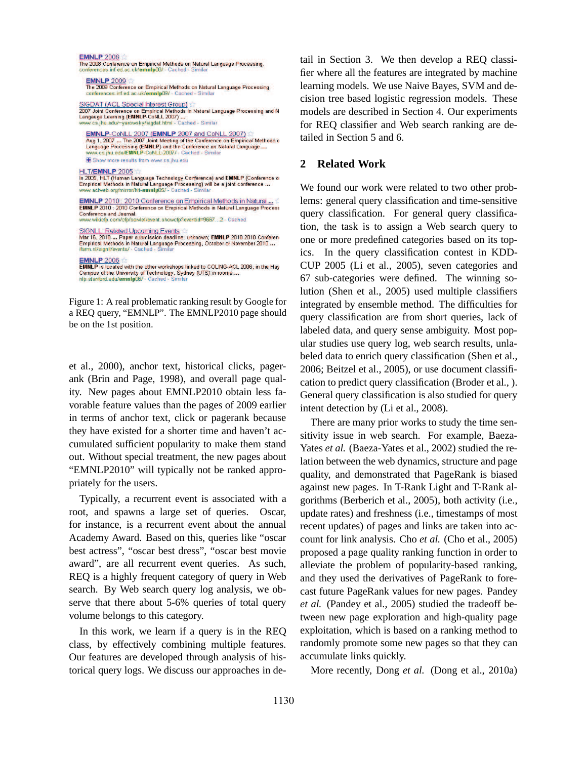Figure 1: A real problematic ranking result by Google for a REQ query, "EMNLP". The EMNLP2010 page should be on the 1st position.

et al., 2000), anchor text, historical clicks, pagerank (Brin and Page, 1998), and overall page quality. New pages about EMNLP2010 obtain less favorable feature values than the pages of 2009 earlier in terms of anchor text, click or pagerank because they have existed for a shorter time and haven't accumulated sufficient popularity to make them stand out. Without special treatment, the new pages about "EMNLP2010" will typically not be ranked appropriately for the users.

Typically, a recurrent event is associated with a root, and spawns a large set of queries. Oscar, for instance, is a recurrent event about the annual Academy Award. Based on this, queries like "oscar best actress", "oscar best dress", "oscar best movie award", are all recurrent event queries. As such, REQ is a highly frequent category of query in Web search. By Web search query log analysis, we observe that there about 5-6% queries of total query volume belongs to this category.

In this work, we learn if a query is in the REQ class, by effectively combining multiple features. Our features are developed through analysis of historical query logs. We discuss our approaches in detail in Section 3. We then develop a REQ classifier where all the features are integrated by machine learning models. We use Naive Bayes, SVM and decision tree based logistic regression models. These models are described in Section 4. Our experiments for REQ classifier and Web search ranking are detailed in Section 5 and 6.

## 2 Related Work

We found our work were related to two other problems: general query classification and time-sensitive query classification. For general query classification, the task is to assign a Web search query to one or more predefined categories based on its topics. In the query classification contest in KDD-CUP 2005 (Li et al., 2005), seven categories and 67 sub-categories were defined. The winning solution (Shen et al., 2005) used multiple classifiers integrated by ensemble method. The difficulties for query classification are from short queries, lack of labeled data, and query sense ambiguity. Most popular studies use query log, web search results, unlabeled data to enrich query classification (Shen et al., 2006; Beitzel et al., 2005), or use document classification to predict query classification (Broder et al., ). General query classification is also studied for query intent detection by (Li et al., 2008).

There are many prior works to study the time sensitivity issue in web search. For example, Baeza-Yates *et al.* (Baeza-Yates et al., 2002) studied the relation between the web dynamics, structure and page quality, and demonstrated that PageRank is biased against new pages. In T-Rank Light and T-Rank algorithms (Berberich et al., 2005), both activity (i.e., update rates) and freshness (i.e., timestamps of most recent updates) of pages and links are taken into account for link analysis. Cho *et al.* (Cho et al., 2005) proposed a page quality ranking function in order to alleviate the problem of popularity-based ranking, and they used the derivatives of PageRank to forecast future PageRank values for new pages. Pandey *et al.* (Pandey et al., 2005) studied the tradeoff between new page exploration and high-quality page exploitation, which is based on a ranking method to randomly promote some new pages so that they can accumulate links quickly.

More recently, Dong *et al.* (Dong et al., 2010a)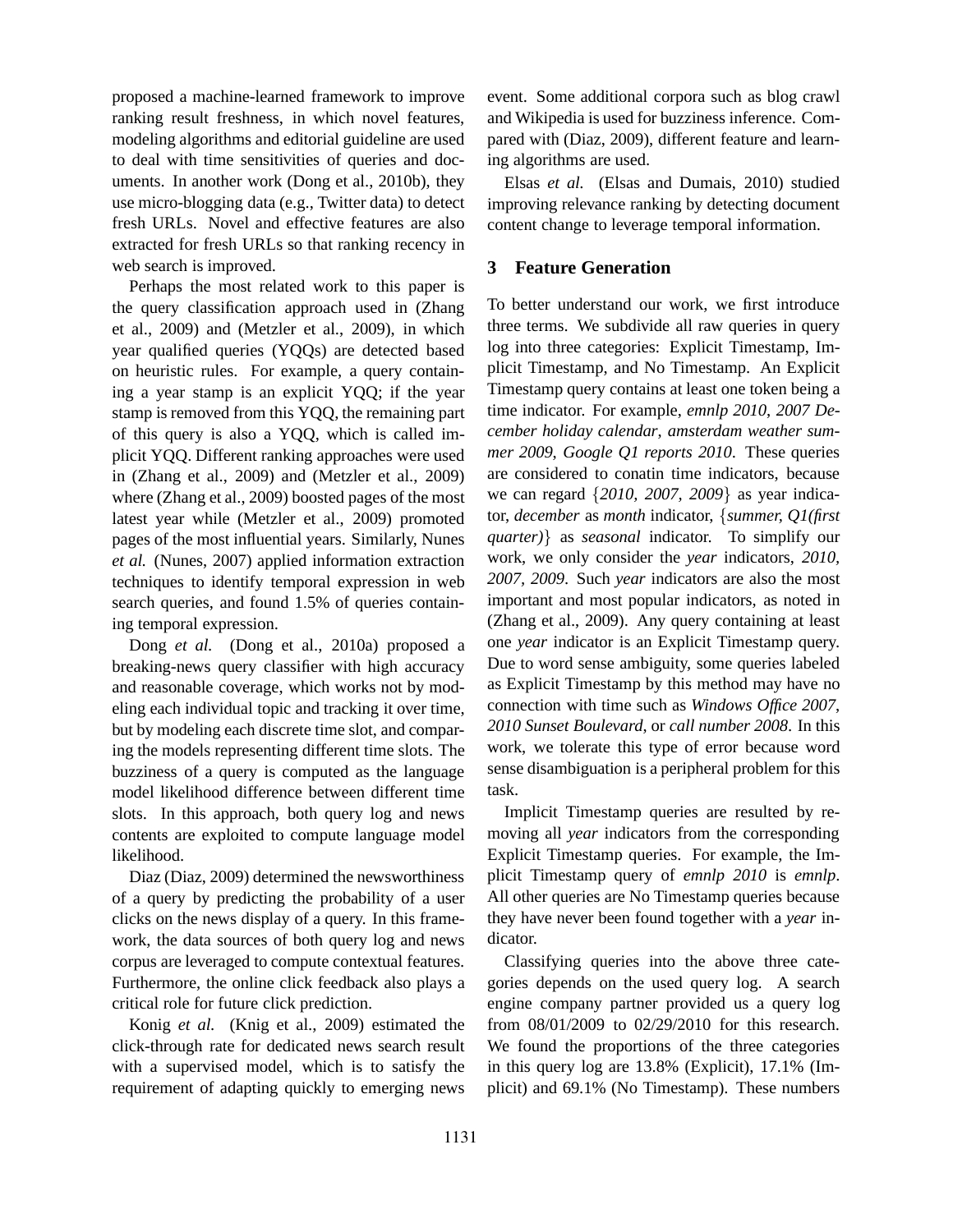proposed a machine-learned framework to improve ranking result freshness, in which novel features, modeling algorithms and editorial guideline are used to deal with time sensitivities of queries and documents. In another work (Dong et al., 2010b), they use micro-blogging data (e.g., Twitter data) to detect fresh URLs. Novel and effective features are also extracted for fresh URLs so that ranking recency in web search is improved.

Perhaps the most related work to this paper is the query classification approach used in (Zhang et al., 2009) and (Metzler et al., 2009), in which year qualified queries (YQQs) are detected based on heuristic rules. For example, a query containing a year stamp is an explicit YQQ; if the year stamp is removed from this YQQ, the remaining part of this query is also a YQQ, which is called implicit YQQ. Different ranking approaches were used in (Zhang et al., 2009) and (Metzler et al., 2009) where (Zhang et al., 2009) boosted pages of the most latest year while (Metzler et al., 2009) promoted pages of the most influential years. Similarly, Nunes *et al.* (Nunes, 2007) applied information extraction techniques to identify temporal expression in web search queries, and found 1.5% of queries containing temporal expression.

Dong *et al.* (Dong et al., 2010a) proposed a breaking-news query classifier with high accuracy and reasonable coverage, which works not by modeling each individual topic and tracking it over time, but by modeling each discrete time slot, and comparing the models representing different time slots. The buzziness of a query is computed as the language model likelihood difference between different time slots. In this approach, both query log and news contents are exploited to compute language model likelihood.

Diaz (Diaz, 2009) determined the newsworthiness of a query by predicting the probability of a user clicks on the news display of a query. In this framework, the data sources of both query log and news corpus are leveraged to compute contextual features. Furthermore, the online click feedback also plays a critical role for future click prediction.

Konig *et al.* (Knig et al., 2009) estimated the click-through rate for dedicated news search result with a supervised model, which is to satisfy the requirement of adapting quickly to emerging news event. Some additional corpora such as blog crawl and Wikipedia is used for buzziness inference. Compared with (Diaz, 2009), different feature and learning algorithms are used.

Elsas *et al.* (Elsas and Dumais, 2010) studied improving relevance ranking by detecting document content change to leverage temporal information.

## 3 Feature Generation

To better understand our work, we first introduce three terms. We subdivide all raw queries in query log into three categories: Explicit Timestamp, Implicit Timestamp, and No Timestamp. An Explicit Timestamp query contains at least one token being a time indicator. For example, *emnlp 2010*, *2007 December holiday calendar*, *amsterdam weather summer 2009*, *Google Q1 reports 2010*. These queries are considered to conatin time indicators, because we can regard {*2010, 2007, 2009*} as year indicator, *december* as *month* indicator, {*summer, Q1(first quarter)*} as *seasonal* indicator. To simplify our work, we only consider the *year* indicators, *2010, 2007, 2009*. Such *year* indicators are also the most important and most popular indicators, as noted in (Zhang et al., 2009). Any query containing at least one *year* indicator is an Explicit Timestamp query. Due to word sense ambiguity, some queries labeled as Explicit Timestamp by this method may have no connection with time such as *Windows Office 2007*, *2010 Sunset Boulevard*, or *call number 2008*. In this work, we tolerate this type of error because word sense disambiguation is a peripheral problem for this task.

Implicit Timestamp queries are resulted by removing all *year* indicators from the corresponding Explicit Timestamp queries. For example, the Implicit Timestamp query of *emnlp 2010* is *emnlp*. All other queries are No Timestamp queries because they have never been found together with a *year* indicator.

Classifying queries into the above three categories depends on the used query log. A search engine company partner provided us a query log from 08/01/2009 to 02/29/2010 for this research. We found the proportions of the three categories in this query log are 13.8% (Explicit), 17.1% (Implicit) and 69.1% (No Timestamp). These numbers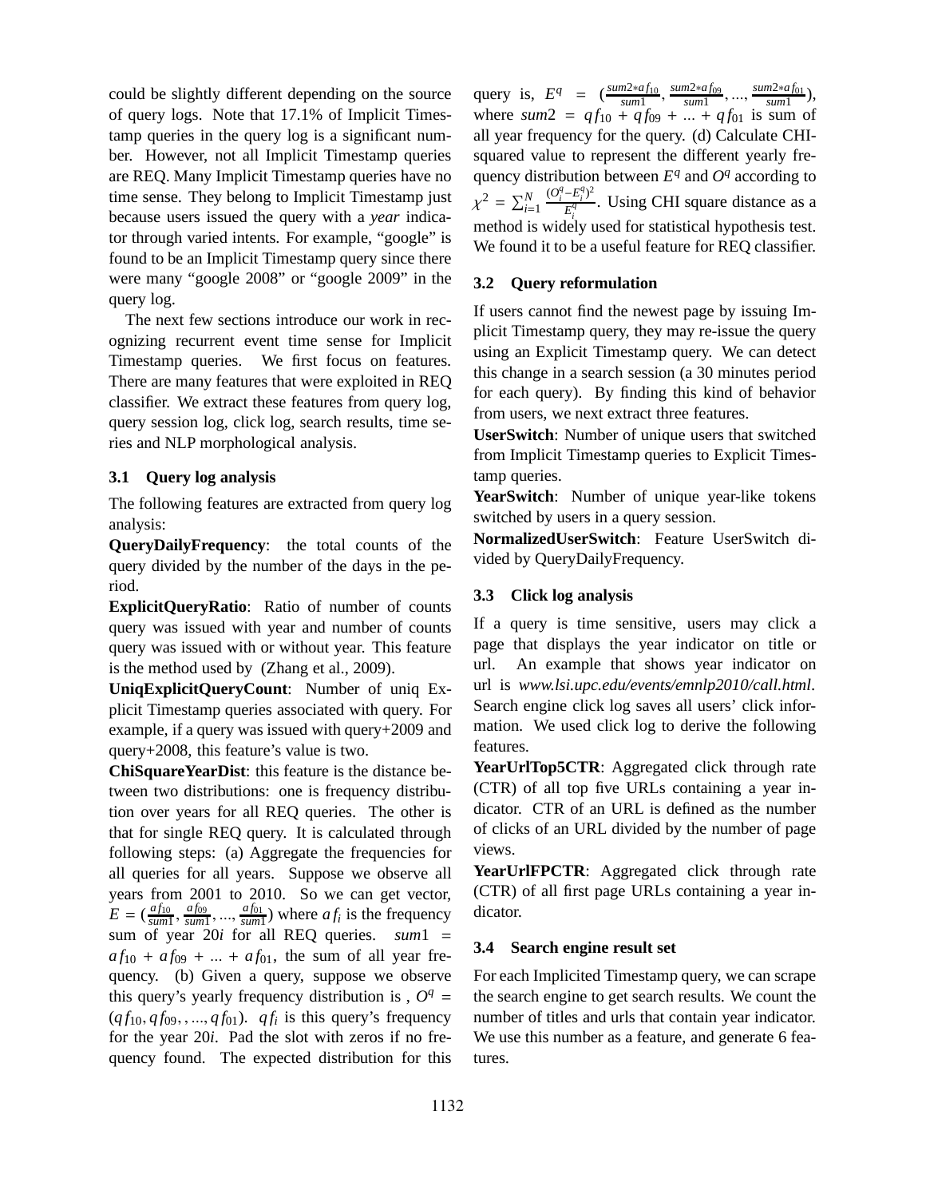could be slightly different depending on the source of query logs. Note that 17.1% of Implicit Timestamp queries in the query log is a significant number. However, not all Implicit Timestamp queries are REQ. Many Implicit Timestamp queries have no time sense. They belong to Implicit Timestamp just because users issued the query with a *year* indicator through varied intents. For example, "google" is found to be an Implicit Timestamp query since there were many "google 2008" or "google 2009" in the query log.

The next few sections introduce our work in recognizing recurrent event time sense for Implicit Timestamp queries. We first focus on features. There are many features that were exploited in REQ classifier. We extract these features from query log, query session log, click log, search results, time series and NLP morphological analysis.

### 3.1 Query log analysis

The following features are extracted from query log analysis:

**QueryDailyFrequency**: the total counts of the query divided by the number of the days in the period.

**ExplicitQueryRatio**: Ratio of number of counts query was issued with year and number of counts query was issued with or without year. This feature is the method used by (Zhang et al., 2009).

**UniqExplicitQueryCount**: Number of uniq Explicit Timestamp queries associated with query. For example, if a query was issued with query+2009 and query+2008, this feature's value is two.

**ChiSquareYearDist**: this feature is the distance between two distributions: one is frequency distribution over years for all REQ queries. The other is that for single REQ query. It is calculated through following steps: (a) Aggregate the frequencies for all queries for all years. Suppose we observe all years from 2001 to 2010. So we can get vector, $E = (\frac{af_{10}}{sum1}, \frac{af_{09}}{sum1}, ..., \frac{af_{01}}{sum1})$ where $af_i$ is the frequency sum of year 20$i$ for all REQ queries. $sum1 = af_{10} + af_{09} + ... + af_{01}$, the sum of all year frequency. (b) Given a query, suppose we observe this query's yearly frequency distribution is , $O^q = (qf_{10}, qf_{09}, , ..., qf_{01})$. $qf_i$ is this query's frequency for the year 20$i$. Pad the slot with zeros if no frequency found. The expected distribution for this query is, $E^q = (\frac{sum2*af_{10}}{sum1}, \frac{sum2*af_{09}}{sum1}, ..., \frac{sum2*af_{01}}{sum1})$, where $sum2 = qf_{10} + qf_{09} + ... + qf_{01}$ is sum of all year frequency for the query. (d) Calculate CHI-squared value to represent the different yearly frequency distribution between $E^q$ and $O^q$ according to $\chi^2 = \sum_{i=1}^{N} \frac{(O_i^q - E_i^q)^2}{E_i^q}$. Using CHI square distance as a method is widely used for statistical hypothesis test. We found it to be a useful feature for REQ classifier.

### 3.2 Query reformulation

If users cannot find the newest page by issuing Implicit Timestamp query, they may re-issue the query using an Explicit Timestamp query. We can detect this change in a search session (a 30 minutes period for each query). By finding this kind of behavior from users, we next extract three features.

**UserSwitch**: Number of unique users that switched from Implicit Timestamp queries to Explicit Timestamp queries.

**YearSwitch**: Number of unique year-like tokens switched by users in a query session.

**NormalizedUserSwitch**: Feature UserSwitch divided by QueryDailyFrequency.

### 3.3 Click log analysis

If a query is time sensitive, users may click a page that displays the year indicator on title or url. An example that shows year indicator on url is *www.lsi.upc.edu/events/emnlp2010/call.html*. Search engine click log saves all users' click information. We used click log to derive the following features.

**YearUrlTop5CTR**: Aggregated click through rate (CTR) of all top five URLs containing a year indicator. CTR of an URL is defined as the number of clicks of an URL divided by the number of page views.

**YearUrlFPCTR**: Aggregated click through rate (CTR) of all first page URLs containing a year indicator.

### 3.4 Search engine result set

For each Implicited Timestamp query, we can scrape the search engine to get search results. We count the number of titles and urls that contain year indicator. We use this number as a feature, and generate 6 features.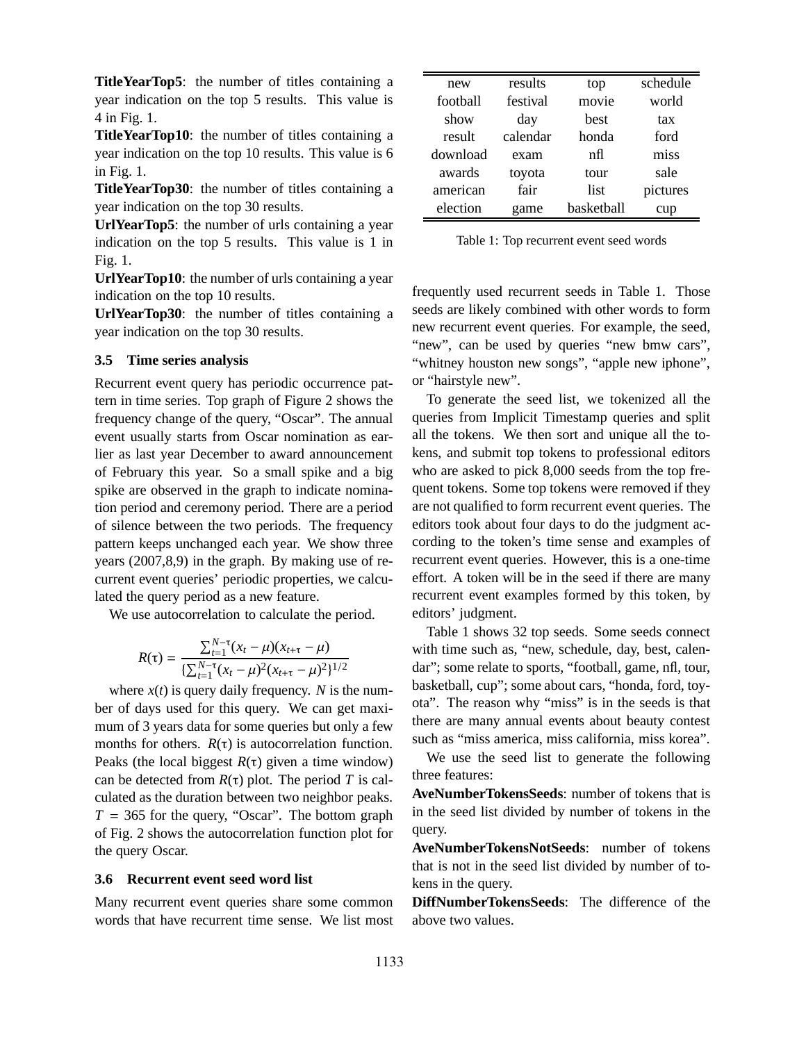**TitleYearTop5**: the number of titles containing a year indication on the top 5 results. This value is 4 in Fig. 1.

**TitleYearTop10**: the number of titles containing a year indication on the top 10 results. This value is 6 in Fig. 1.

**TitleYearTop30**: the number of titles containing a year indication on the top 30 results.

**UrlYearTop5**: the number of urls containing a year indication on the top 5 results. This value is 1 in Fig. 1.

**UrlYearTop10**: the number of urls containing a year indication on the top 10 results.

**UrlYearTop30**: the number of titles containing a year indication on the top 30 results.

### 3.5 Time series analysis

Recurrent event query has periodic occurrence pattern in time series. Top graph of Figure 2 shows the frequency change of the query, "Oscar". The annual event usually starts from Oscar nomination as earlier as last year December to award announcement of February this year. So a small spike and a big spike are observed in the graph to indicate nomination period and ceremony period. There are a period of silence between the two periods. The frequency pattern keeps unchanged each year. We show three years (2007,8,9) in the graph. By making use of recurrent event queries' periodic properties, we calculated the query period as a new feature.

We use autocorrelation to calculate the period.

$$R(\tau) = \frac{\sum_{t=1}^{N-\tau}(x_t - \mu)(x_{t+\tau} - \mu)}{\{\sum_{t=1}^{N-\tau}(x_t - \mu)^2(x_{t+\tau} - \mu)^2\}^{1/2}}$$

where $x(t)$ is query daily frequency. $N$ is the number of days used for this query. We can get maximum of 3 years data for some queries but only a few months for others. $R(\tau)$ is autocorrelation function. Peaks (the local biggest $R(\tau)$ given a time window) can be detected from $R(\tau)$ plot. The period $T$ is calculated as the duration between two neighbor peaks. $T = 365$ for the query, "Oscar". The bottom graph of Fig. 2 shows the autocorrelation function plot for the query Oscar.

### 3.6 Recurrent event seed word list

Many recurrent event queries share some common words that have recurrent time sense. We list most frequently used recurrent seeds in Table 1. Those seeds are likely combined with other words to form new recurrent event queries. For example, the seed, "new", can be used by queries "new bmw cars", "whitney houston new songs", "apple new iphone", or "hairstyle new".

| | | | |
|---|---|---|---|
| new | results | top | schedule |
| football | festival | movie | world |
| show | day | best | tax |
| result | calendar | honda | ford |
| download | exam | nfl | miss |
| awards | toyota | tour | sale |
| american | fair | list | pictures |
| election | game | basketball | cup |

Table 1: Top recurrent event seed words

To generate the seed list, we tokenized all the queries from Implicit Timestamp queries and split all the tokens. We then sort and unique all the tokens, and submit top tokens to professional editors who are asked to pick 8,000 seeds from the top frequent tokens. Some top tokens were removed if they are not qualified to form recurrent event queries. The editors took about four days to do the judgment according to the token's time sense and examples of recurrent event queries. However, this is a one-time effort. A token will be in the seed if there are many recurrent event examples formed by this token, by editors' judgment.

Table 1 shows 32 top seeds. Some seeds connect with time such as, "new, schedule, day, best, calendar"; some relate to sports, "football, game, nfl, tour, basketball, cup"; some about cars, "honda, ford, toyota". The reason why "miss" is in the seeds is that there are many annual events about beauty contest such as "miss america, miss california, miss korea".

We use the seed list to generate the following three features:

**AveNumberTokensSeeds**: number of tokens that is in the seed list divided by number of tokens in the query.

**AveNumberTokensNotSeeds**: number of tokens that is not in the seed list divided by number of tokens in the query.

**DiffNumberTokensSeeds**: The difference of the above two values.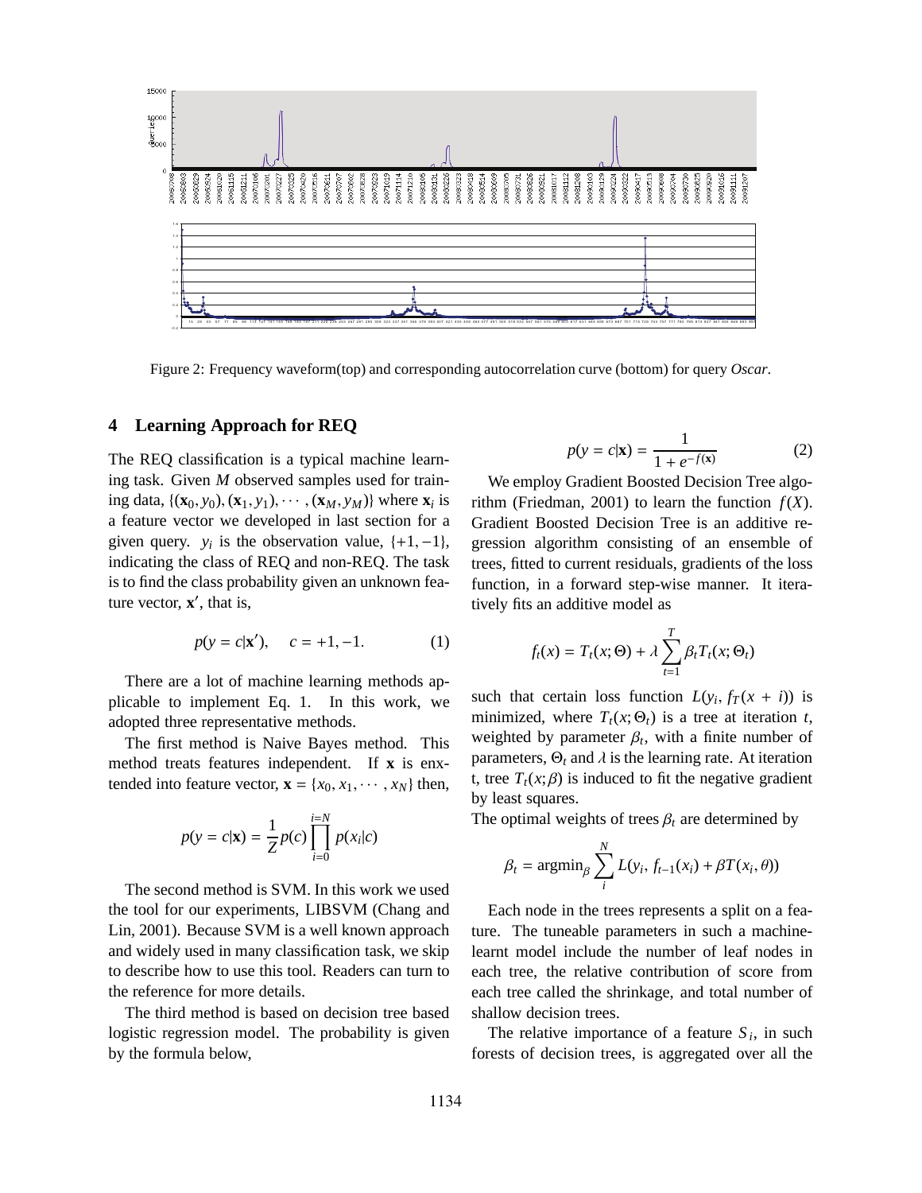Figure 2: Frequency waveform(top) and corresponding autocorrelation curve (bottom) for query *Oscar*.

## 4 Learning Approach for REQ

The REQ classification is a typical machine learning task. Given $M$ observed samples used for training data, $\{(\mathbf{x}_0, y_0), (\mathbf{x}_1, y_1), \cdots, (\mathbf{x}_M, y_M)\}$ where $\mathbf{x}_i$ is a feature vector we developed in last section for a given query. $y_i$ is the observation value, $\{+1, -1\}$, indicating the class of REQ and non-REQ. The task is to find the class probability given an unknown feature vector, $\mathbf{x}'$, that is,

$$p(y = c|\mathbf{x}'), \quad c = +1, -1. \tag{1}$$

There are a lot of machine learning methods applicable to implement Eq. 1. In this work, we adopted three representative methods.

The first method is Naive Bayes method. This method treats features independent. If $\mathbf{x}$ is enxtended into feature vector, $\mathbf{x} = \{x_0, x_1, \cdots, x_N\}$ then,

$$p(y = c|\mathbf{x}) = \frac{1}{Z} p(c) \prod_{i=0}^{i=N} p(x_i|c)$$

The second method is SVM. In this work we used the tool for our experiments, LIBSVM (Chang and Lin, 2001). Because SVM is a well known approach and widely used in many classification task, we skip to describe how to use this tool. Readers can turn to the reference for more details.

The third method is based on decision tree based logistic regression model. The probability is given by the formula below,

$$p(y = c|\mathbf{x}) = \frac{1}{1 + e^{-f(\mathbf{x})}} \tag{2}$$

We employ Gradient Boosted Decision Tree algorithm (Friedman, 2001) to learn the function $f(X)$. Gradient Boosted Decision Tree is an additive regression algorithm consisting of an ensemble of trees, fitted to current residuals, gradients of the loss function, in a forward step-wise manner. It iteratively fits an additive model as

$$f_t(x) = T_t(x; \Theta) + \lambda \sum_{t=1}^{T} \beta_t T_t(x; \Theta_t)$$

such that certain loss function $L(y_i, f_T(x + i))$ is minimized, where $T_t(x; \Theta_t)$ is a tree at iteration $t$, weighted by parameter $\beta_t$, with a finite number of parameters, $\Theta_t$ and $\lambda$ is the learning rate. At iteration t, tree $T_t(x; \beta)$ is induced to fit the negative gradient by least squares.

The optimal weights of trees $\beta_t$ are determined by

$$\beta_t = \text{argmin}_\beta \sum_{i}^{N} L(y_i, f_{t-1}(x_i) + \beta T(x_i, \theta))$$

Each node in the trees represents a split on a feature. The tuneable parameters in such a machine-learnt model include the number of leaf nodes in each tree, the relative contribution of score from each tree called the shrinkage, and total number of shallow decision trees.

The relative importance of a feature $S_i$, in such forests of decision trees, is aggregated over all the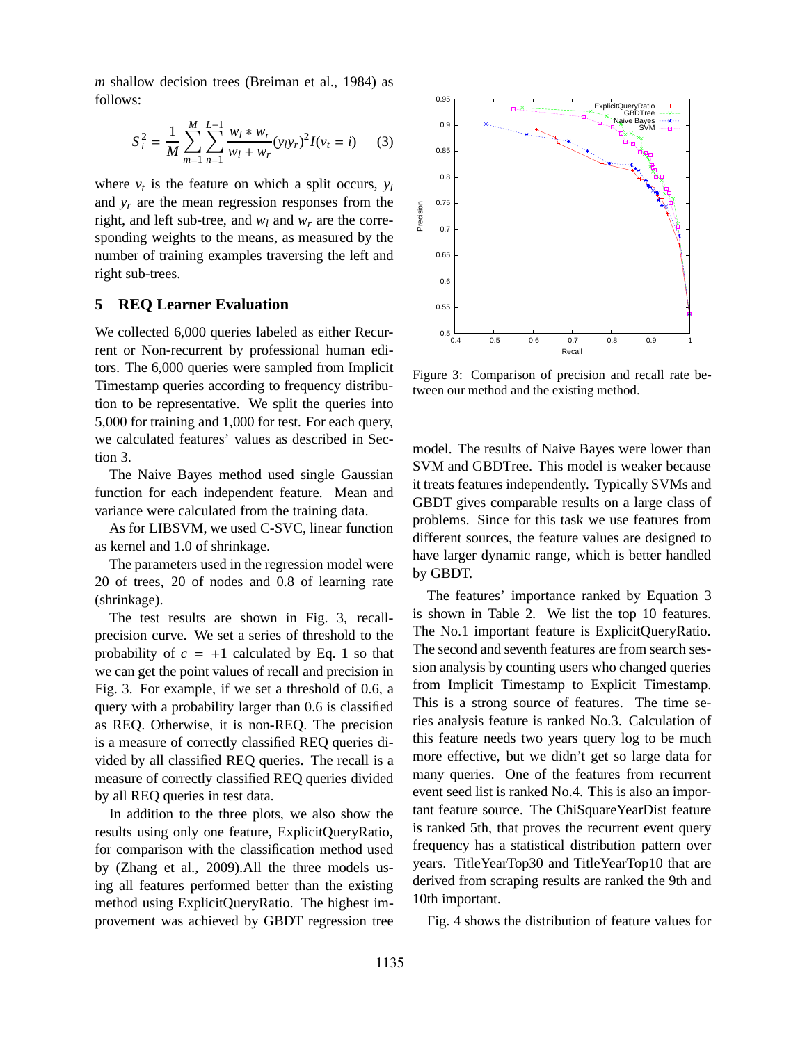*m* shallow decision trees (Breiman et al., 1984) as follows:

$$S_i^2 = \frac{1}{M}\sum_{m=1}^{M}\sum_{n=1}^{L-1}\frac{w_l * w_r}{w_l + w_r}(y_l y_r)^2 I(v_t = i) \quad (3)$$

where $v_t$ is the feature on which a split occurs, $y_l$ and $y_r$ are the mean regression responses from the right, and left sub-tree, and $w_l$ and $w_r$ are the corresponding weights to the means, as measured by the number of training examples traversing the left and right sub-trees.

## 5 REQ Learner Evaluation

We collected 6,000 queries labeled as either Recurrent or Non-recurrent by professional human editors. The 6,000 queries were sampled from Implicit Timestamp queries according to frequency distribution to be representative. We split the queries into 5,000 for training and 1,000 for test. For each query, we calculated features' values as described in Section 3.

The Naive Bayes method used single Gaussian function for each independent feature. Mean and variance were calculated from the training data.

As for LIBSVM, we used C-SVC, linear function as kernel and 1.0 of shrinkage.

The parameters used in the regression model were 20 of trees, 20 of nodes and 0.8 of learning rate (shrinkage).

The test results are shown in Fig. 3, recall-precision curve. We set a series of threshold to the probability of $c = +1$ calculated by Eq. 1 so that we can get the point values of recall and precision in Fig. 3. For example, if we set a threshold of 0.6, a query with a probability larger than 0.6 is classified as REQ. Otherwise, it is non-REQ. The precision is a measure of correctly classified REQ queries divided by all classified REQ queries. The recall is a measure of correctly classified REQ queries divided by all REQ queries in test data.

In addition to the three plots, we also show the results using only one feature, ExplicitQueryRatio, for comparison with the classification method used by (Zhang et al., 2009).All the three models using all features performed better than the existing method using ExplicitQueryRatio. The highest improvement was achieved by GBDT regression tree

Figure 3: Comparison of precision and recall rate between our method and the existing method.

model. The results of Naive Bayes were lower than SVM and GBDTree. This model is weaker because it treats features independently. Typically SVMs and GBDT gives comparable results on a large class of problems. Since for this task we use features from different sources, the feature values are designed to have larger dynamic range, which is better handled by GBDT.

The features' importance ranked by Equation 3 is shown in Table 2. We list the top 10 features. The No.1 important feature is ExplicitQueryRatio. The second and seventh features are from search session analysis by counting users who changed queries from Implicit Timestamp to Explicit Timestamp. This is a strong source of features. The time series analysis feature is ranked No.3. Calculation of this feature needs two years query log to be much more effective, but we didn't get so large data for many queries. One of the features from recurrent event seed list is ranked No.4. This is also an important feature source. The ChiSquareYearDist feature is ranked 5th, that proves the recurrent event query frequency has a statistical distribution pattern over years. TitleYearTop30 and TitleYearTop10 that are derived from scraping results are ranked the 9th and 10th important.

Fig. 4 shows the distribution of feature values for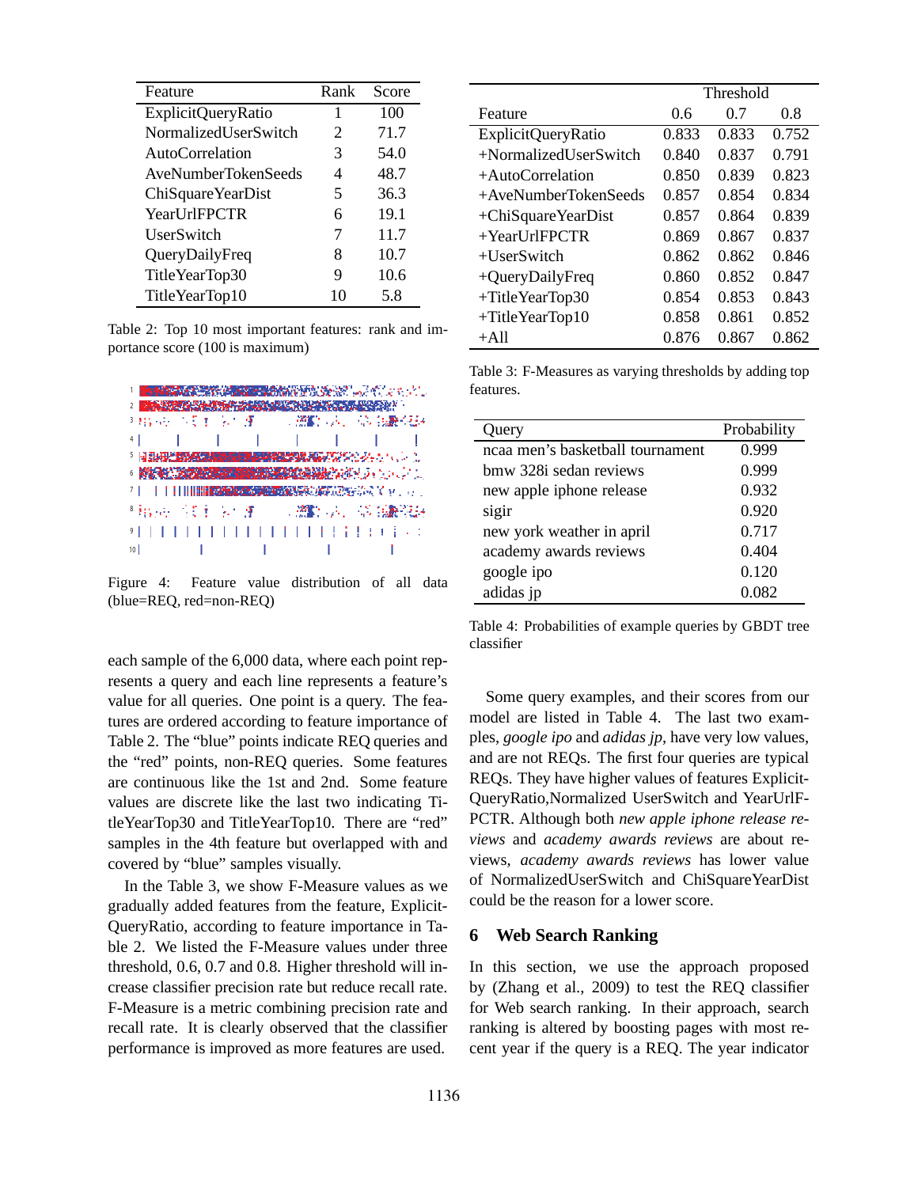| Feature | Rank | Score |
|---|---|---|
| ExplicitQueryRatio | 1 | 100 |
| NormalizedUserSwitch | 2 | 71.7 |
| AutoCorrelation | 3 | 54.0 |
| AveNumberTokenSeeds | 4 | 48.7 |
| ChiSquareYearDist | 5 | 36.3 |
| YearUrlFPCTR | 6 | 19.1 |
| UserSwitch | 7 | 11.7 |
| QueryDailyFreq | 8 | 10.7 |
| TitleYearTop30 | 9 | 10.6 |
| TitleYearTop10 | 10 | 5.8 |

Table 2: Top 10 most important features: rank and importance score (100 is maximum)

Figure 4: Feature value distribution of all data (blue=REQ, red=non-REQ)

each sample of the 6,000 data, where each point represents a query and each line represents a feature's value for all queries. One point is a query. The features are ordered according to feature importance of Table 2. The "blue" points indicate REQ queries and the "red" points, non-REQ queries. Some features are continuous like the 1st and 2nd. Some feature values are discrete like the last two indicating TitleYearTop30 and TitleYearTop10. There are "red" samples in the 4th feature but overlapped with and covered by "blue" samples visually.

In the Table 3, we show F-Measure values as we gradually added features from the feature, ExplicitQueryRatio, according to feature importance in Table 2. We listed the F-Measure values under three threshold, 0.6, 0.7 and 0.8. Higher threshold will increase classifier precision rate but reduce recall rate. F-Measure is a metric combining precision rate and recall rate. It is clearly observed that the classifier performance is improved as more features are used.

| | Threshold | | |
|---|---|---|---|
| Feature | 0.6 | 0.7 | 0.8 |
| ExplicitQueryRatio | 0.833 | 0.833 | 0.752 |
| +NormalizedUserSwitch | 0.840 | 0.837 | 0.791 |
| +AutoCorrelation | 0.850 | 0.839 | 0.823 |
| +AveNumberTokenSeeds | 0.857 | 0.854 | 0.834 |
| +ChiSquareYearDist | 0.857 | 0.864 | 0.839 |
| +YearUrlFPCTR | 0.869 | 0.867 | 0.837 |
| +UserSwitch | 0.862 | 0.862 | 0.846 |
| +QueryDailyFreq | 0.860 | 0.852 | 0.847 |
| +TitleYearTop30 | 0.854 | 0.853 | 0.843 |
| +TitleYearTop10 | 0.858 | 0.861 | 0.852 |
| +All | 0.876 | 0.867 | 0.862 |

Table 3: F-Measures as varying thresholds by adding top features.

| Query | Probability |
|---|---|
| ncaa men's basketball tournament | 0.999 |
| bmw 328i sedan reviews | 0.999 |
| new apple iphone release | 0.932 |
| sigir | 0.920 |
| new york weather in april | 0.717 |
| academy awards reviews | 0.404 |
| google ipo | 0.120 |
| adidas jp | 0.082 |

Table 4: Probabilities of example queries by GBDT tree classifier

Some query examples, and their scores from our model are listed in Table 4. The last two examples, *google ipo* and *adidas jp*, have very low values, and are not REQs. The first four queries are typical REQs. They have higher values of features ExplicitQueryRatio,Normalized UserSwitch and YearUrlFPCTR. Although both *new apple iphone release reviews* and *academy awards reviews* are about reviews, *academy awards reviews* has lower value of NormalizedUserSwitch and ChiSquareYearDist could be the reason for a lower score.

## 6 Web Search Ranking

In this section, we use the approach proposed by (Zhang et al., 2009) to test the REQ classifier for Web search ranking. In their approach, search ranking is altered by boosting pages with most recent year if the query is a REQ. The year indicator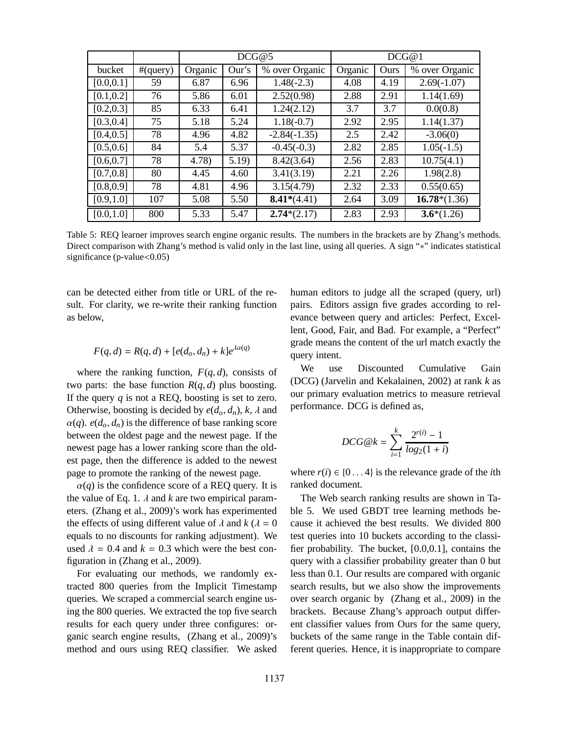| | | DCG@5 | | | DCG@1 | | |
|---|---|---|---|---|---|---|---|
| bucket | #(query) | Organic | Our's | % over Organic | Organic | Ours | % over Organic |
| [0.0,0.1] | 59 | 6.87 | 6.96 | 1.48(-2.3) | 4.08 | 4.19 | 2.69(-1.07) |
| [0.1,0.2] | 76 | 5.86 | 6.01 | 2.52(0.98) | 2.88 | 2.91 | 1.14(1.69) |
| [0.2,0.3] | 85 | 6.33 | 6.41 | 1.24(2.12) | 3.7 | 3.7 | 0.0(0.8) |
| [0.3,0.4] | 75 | 5.18 | 5.24 | 1.18(-0.7) | 2.92 | 2.95 | 1.14(1.37) |
| [0.4,0.5] | 78 | 4.96 | 4.82 | -2.84(-1.35) | 2.5 | 2.42 | -3.06(0) |
| [0.5,0.6] | 84 | 5.4 | 5.37 | -0.45(-0.3) | 2.82 | 2.85 | 1.05(-1.5) |
| [0.6,0.7] | 78 | 4.78) | 5.19) | 8.42(3.64) | 2.56 | 2.83 | 10.75(4.1) |
| [0.7,0.8] | 80 | 4.45 | 4.60 | 3.41(3.19) | 2.21 | 2.26 | 1.98(2.8) |
| [0.8,0.9] | 78 | 4.81 | 4.96 | 3.15(4.79) | 2.32 | 2.33 | 0.55(0.65) |
| [0.9,1.0] | 107 | 5.08 | 5.50 | **8.41***(4.41) | 2.64 | 3.09 | **16.78***(1.36) |
| [0.0,1.0] | 800 | 5.33 | 5.47 | **2.74***(2.17) | 2.83 | 2.93 | **3.6***(1.26) |

Table 5: REQ learner improves search engine organic results. The numbers in the brackets are by Zhang's methods. Direct comparison with Zhang's method is valid only in the last line, using all queries. A sign "$*$" indicates statistical significance (p-value<0.05)

can be detected either from title or URL of the result. For clarity, we re-write their ranking function as below,

$$F(q,d) = R(q,d) + [e(d_o,d_n) + k]e^{\lambda\alpha(q)}$$

where the ranking function, $F(q,d)$, consists of two parts: the base function $R(q,d)$ plus boosting. If the query $q$ is not a REQ, boosting is set to zero. Otherwise, boosting is decided by $e(d_o,d_n)$, $k$, $\lambda$ and $\alpha(q)$. $e(d_o,d_n)$ is the difference of base ranking score between the oldest page and the newest page. If the newest page has a lower ranking score than the oldest page, then the difference is added to the newest page to promote the ranking of the newest page.

$\alpha(q)$ is the confidence score of a REQ query. It is the value of Eq. 1. $\lambda$ and $k$ are two empirical parameters. (Zhang et al., 2009)'s work has experimented the effects of using different value of $\lambda$ and $k$ ($\lambda = 0$ equals to no discounts for ranking adjustment). We used $\lambda = 0.4$ and $k = 0.3$ which were the best configuration in (Zhang et al., 2009).

For evaluating our methods, we randomly extracted 800 queries from the Implicit Timestamp queries. We scraped a commercial search engine using the 800 queries. We extracted the top five search results for each query under three configures: organic search engine results, (Zhang et al., 2009)'s method and ours using REQ classifier. We asked human editors to judge all the scraped (query, url) pairs. Editors assign five grades according to relevance between query and articles: Perfect, Excellent, Good, Fair, and Bad. For example, a "Perfect" grade means the content of the url match exactly the query intent.

We use Discounted Cumulative Gain (DCG) (Jarvelin and Kekalainen, 2002) at rank $k$ as our primary evaluation metrics to measure retrieval performance. DCG is defined as,

$$DCG@k = \sum_{i=1}^{k} \frac{2^{r(i)} - 1}{log_2(1+i)}$$

where $r(i) \in \{0 \ldots 4\}$ is the relevance grade of the $i$th ranked document.

The Web search ranking results are shown in Table 5. We used GBDT tree learning methods because it achieved the best results. We divided 800 test queries into 10 buckets according to the classifier probability. The bucket, [0.0,0.1], contains the query with a classifier probability greater than 0 but less than 0.1. Our results are compared with organic search results, but we also show the improvements over search organic by (Zhang et al., 2009) in the brackets. Because Zhang's approach output different classifier values from Ours for the same query, buckets of the same range in the Table contain different queries. Hence, it is inappropriate to compare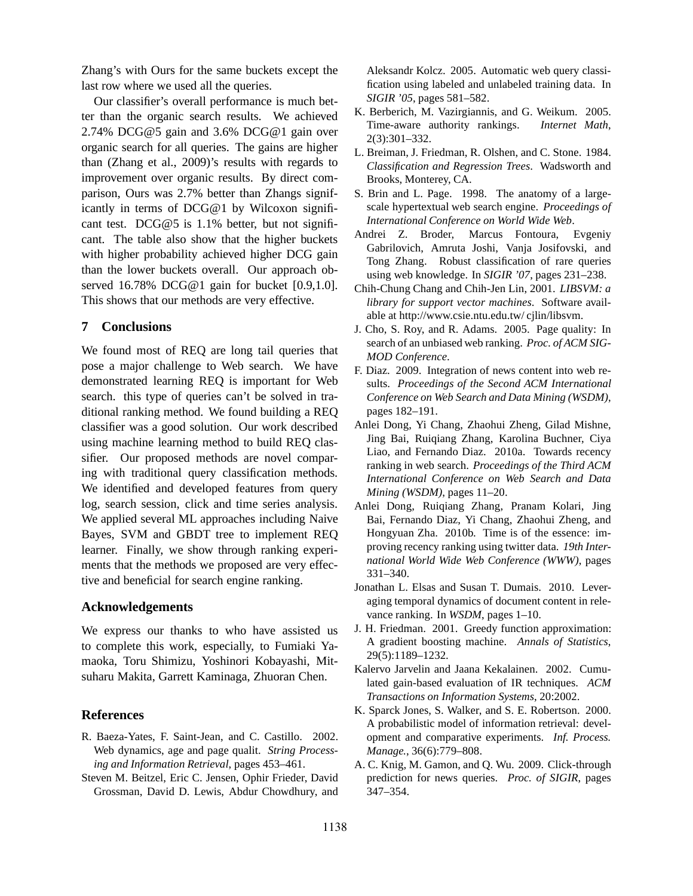Zhang's with Ours for the same buckets except the last row where we used all the queries.

Our classifier's overall performance is much better than the organic search results. We achieved 2.74% DCG@5 gain and 3.6% DCG@1 gain over organic search for all queries. The gains are higher than (Zhang et al., 2009)'s results with regards to improvement over organic results. By direct comparison, Ours was 2.7% better than Zhangs significantly in terms of DCG@1 by Wilcoxon significant test. DCG@5 is 1.1% better, but not significant. The table also show that the higher buckets with higher probability achieved higher DCG gain than the lower buckets overall. Our approach observed 16.78% DCG@1 gain for bucket [0.9,1.0]. This shows that our methods are very effective.

## 7 Conclusions

We found most of REQ are long tail queries that pose a major challenge to Web search. We have demonstrated learning REQ is important for Web search. this type of queries can't be solved in traditional ranking method. We found building a REQ classifier was a good solution. Our work described using machine learning method to build REQ classifier. Our proposed methods are novel comparing with traditional query classification methods. We identified and developed features from query log, search session, click and time series analysis. We applied several ML approaches including Naive Bayes, SVM and GBDT tree to implement REQ learner. Finally, we show through ranking experiments that the methods we proposed are very effective and beneficial for search engine ranking.

## Acknowledgements

We express our thanks to who have assisted us to complete this work, especially, to Fumiaki Yamaoka, Toru Shimizu, Yoshinori Kobayashi, Mitsuharu Makita, Garrett Kaminaga, Zhuoran Chen.

## References

R. Baeza-Yates, F. Saint-Jean, and C. Castillo. 2002. Web dynamics, age and page qualit. *String Processing and Information Retrieval*, pages 453–461.

Steven M. Beitzel, Eric C. Jensen, Ophir Frieder, David Grossman, David D. Lewis, Abdur Chowdhury, and Aleksandr Kolcz. 2005. Automatic web query classification using labeled and unlabeled training data. In *SIGIR '05*, pages 581–582.

K. Berberich, M. Vazirgiannis, and G. Weikum. 2005. Time-aware authority rankings. *Internet Math*, 2(3):301–332.

L. Breiman, J. Friedman, R. Olshen, and C. Stone. 1984. *Classification and Regression Trees*. Wadsworth and Brooks, Monterey, CA.

S. Brin and L. Page. 1998. The anatomy of a large-scale hypertextual web search engine. *Proceedings of International Conference on World Wide Web*.

Andrei Z. Broder, Marcus Fontoura, Evgeniy Gabrilovich, Amruta Joshi, Vanja Josifovski, and Tong Zhang. Robust classification of rare queries using web knowledge. In *SIGIR '07*, pages 231–238.

Chih-Chung Chang and Chih-Jen Lin, 2001. *LIBSVM: a library for support vector machines*. Software available at http://www.csie.ntu.edu.tw/ cjlin/libsvm.

J. Cho, S. Roy, and R. Adams. 2005. Page quality: In search of an unbiased web ranking. *Proc. of ACM SIGMOD Conference*.

F. Diaz. 2009. Integration of news content into web results. *Proceedings of the Second ACM International Conference on Web Search and Data Mining (WSDM)*, pages 182–191.

Anlei Dong, Yi Chang, Zhaohui Zheng, Gilad Mishne, Jing Bai, Ruiqiang Zhang, Karolina Buchner, Ciya Liao, and Fernando Diaz. 2010a. Towards recency ranking in web search. *Proceedings of the Third ACM International Conference on Web Search and Data Mining (WSDM)*, pages 11–20.

Anlei Dong, Ruiqiang Zhang, Pranam Kolari, Jing Bai, Fernando Diaz, Yi Chang, Zhaohui Zheng, and Hongyuan Zha. 2010b. Time is of the essence: improving recency ranking using twitter data. *19th International World Wide Web Conference (WWW)*, pages 331–340.

Jonathan L. Elsas and Susan T. Dumais. 2010. Leveraging temporal dynamics of document content in relevance ranking. In *WSDM*, pages 1–10.

J. H. Friedman. 2001. Greedy function approximation: A gradient boosting machine. *Annals of Statistics*, 29(5):1189–1232.

Kalervo Jarvelin and Jaana Kekalainen. 2002. Cumulated gain-based evaluation of IR techniques. *ACM Transactions on Information Systems*, 20:2002.

K. Sparck Jones, S. Walker, and S. E. Robertson. 2000. A probabilistic model of information retrieval: development and comparative experiments. *Inf. Process. Manage.*, 36(6):779–808.

A. C. Knig, M. Gamon, and Q. Wu. 2009. Click-through prediction for news queries. *Proc. of SIGIR*, pages 347–354.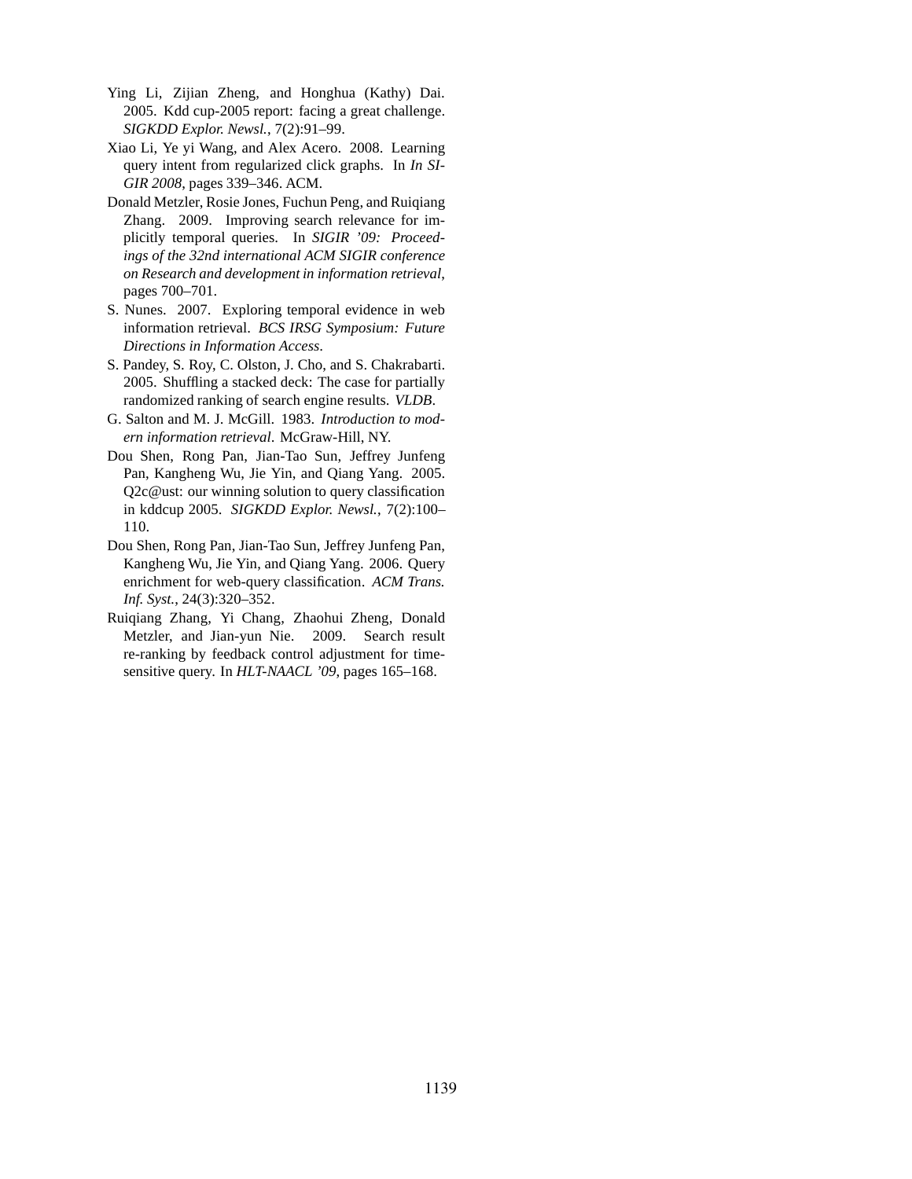Ying Li, Zijian Zheng, and Honghua (Kathy) Dai. 2005. Kdd cup-2005 report: facing a great challenge. *SIGKDD Explor. Newsl.*, 7(2):91–99.

Xiao Li, Ye yi Wang, and Alex Acero. 2008. Learning query intent from regularized click graphs. In *In SIGIR 2008*, pages 339–346. ACM.

Donald Metzler, Rosie Jones, Fuchun Peng, and Ruiqiang Zhang. 2009. Improving search relevance for implicitly temporal queries. In *SIGIR '09: Proceedings of the 32nd international ACM SIGIR conference on Research and development in information retrieval*, pages 700–701.

S. Nunes. 2007. Exploring temporal evidence in web information retrieval. *BCS IRSG Symposium: Future Directions in Information Access*.

S. Pandey, S. Roy, C. Olston, J. Cho, and S. Chakrabarti. 2005. Shuffling a stacked deck: The case for partially randomized ranking of search engine results. *VLDB*.

G. Salton and M. J. McGill. 1983. *Introduction to modern information retrieval*. McGraw-Hill, NY.

Dou Shen, Rong Pan, Jian-Tao Sun, Jeffrey Junfeng Pan, Kangheng Wu, Jie Yin, and Qiang Yang. 2005. Q2c@ust: our winning solution to query classification in kddcup 2005. *SIGKDD Explor. Newsl.*, 7(2):100–110.

Dou Shen, Rong Pan, Jian-Tao Sun, Jeffrey Junfeng Pan, Kangheng Wu, Jie Yin, and Qiang Yang. 2006. Query enrichment for web-query classification. *ACM Trans. Inf. Syst.*, 24(3):320–352.

Ruiqiang Zhang, Yi Chang, Zhaohui Zheng, Donald Metzler, and Jian-yun Nie. 2009. Search result re-ranking by feedback control adjustment for time-sensitive query. In *HLT-NAACL '09*, pages 165–168.